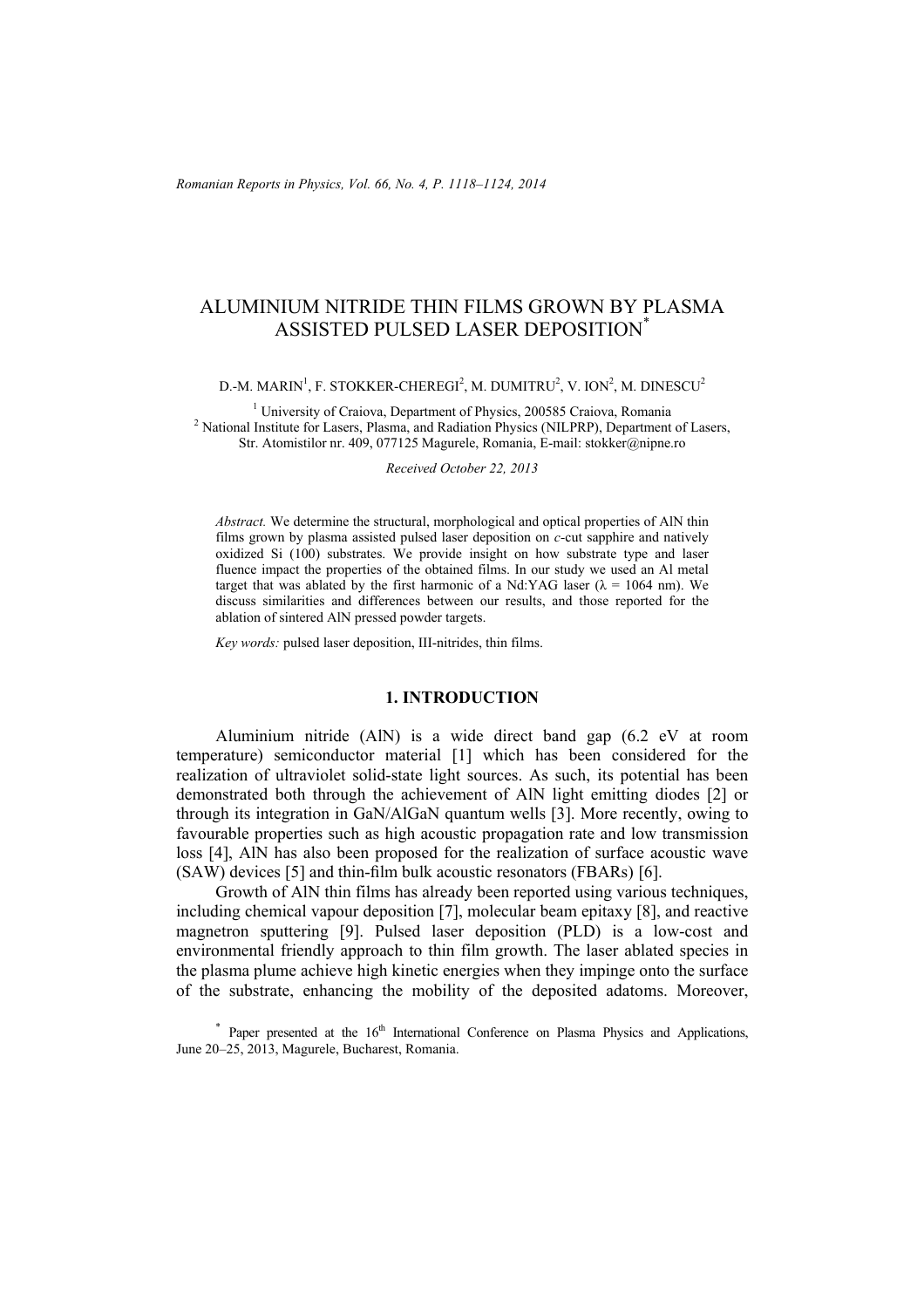# ALUMINIUM NITRIDE THIN FILMS GROWN BY PLASMA ASSISTED PULSED LASER DEPOSITION*

D.-M. MARIN[1], F. STOKKER-CHEREGI[2], M. DUMITRU[2], V. ION[2], M. DINESCU[2]

[1] University of Craiova, Department of Physics, 200585 Craiova, Romania
[2] National Institute for Lasers, Plasma, and Radiation Physics (NILPRP), Department of Lasers, Str. Atomistilor nr. 409, 077125 Magurele, Romania, E-mail: stokker@nipne.ro

*Received October 22, 2013*

*Abstract.* We determine the structural, morphological and optical properties of AlN thin films grown by plasma assisted pulsed laser deposition on *c*-cut sapphire and natively oxidized Si (100) substrates. We provide insight on how substrate type and laser fluence impact the properties of the obtained films. In our study we used an Al metal target that was ablated by the first harmonic of a Nd:YAG laser ($\lambda$ = 1064 nm). We discuss similarities and differences between our results, and those reported for the ablation of sintered AlN pressed powder targets.

*Key words:* pulsed laser deposition, III-nitrides, thin films.

## 1. INTRODUCTION

Aluminium nitride (AlN) is a wide direct band gap (6.2 eV at room temperature) semiconductor material [1] which has been considered for the realization of ultraviolet solid-state light sources. As such, its potential has been demonstrated both through the achievement of AlN light emitting diodes [2] or through its integration in GaN/AlGaN quantum wells [3]. More recently, owing to favourable properties such as high acoustic propagation rate and low transmission loss [4], AlN has also been proposed for the realization of surface acoustic wave (SAW) devices [5] and thin-film bulk acoustic resonators (FBARs) [6].

Growth of AlN thin films has already been reported using various techniques, including chemical vapour deposition [7], molecular beam epitaxy [8], and reactive magnetron sputtering [9]. Pulsed laser deposition (PLD) is a low-cost and environmental friendly approach to thin film growth. The laser ablated species in the plasma plume achieve high kinetic energies when they impinge onto the surface of the substrate, enhancing the mobility of the deposited adatoms. Moreover,

* Paper presented at the 16th International Conference on Plasma Physics and Applications, June 20–25, 2013, Magurele, Bucharest, Romania.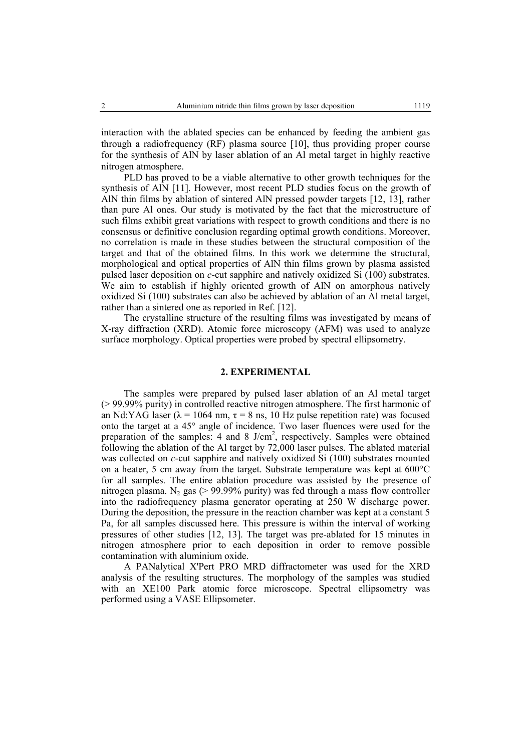interaction with the ablated species can be enhanced by feeding the ambient gas through a radiofrequency (RF) plasma source [10], thus providing proper course for the synthesis of AlN by laser ablation of an Al metal target in highly reactive nitrogen atmosphere.

PLD has proved to be a viable alternative to other growth techniques for the synthesis of AlN [11]. However, most recent PLD studies focus on the growth of AlN thin films by ablation of sintered AlN pressed powder targets [12, 13], rather than pure Al ones. Our study is motivated by the fact that the microstructure of such films exhibit great variations with respect to growth conditions and there is no consensus or definitive conclusion regarding optimal growth conditions. Moreover, no correlation is made in these studies between the structural composition of the target and that of the obtained films. In this work we determine the structural, morphological and optical properties of AlN thin films grown by plasma assisted pulsed laser deposition on *c*-cut sapphire and natively oxidized Si (100) substrates. We aim to establish if highly oriented growth of AlN on amorphous natively oxidized Si (100) substrates can also be achieved by ablation of an Al metal target, rather than a sintered one as reported in Ref. [12].

The crystalline structure of the resulting films was investigated by means of X-ray diffraction (XRD). Atomic force microscopy (AFM) was used to analyze surface morphology. Optical properties were probed by spectral ellipsometry.

## 2. EXPERIMENTAL

The samples were prepared by pulsed laser ablation of an Al metal target (> 99.99% purity) in controlled reactive nitrogen atmosphere. The first harmonic of an Nd:YAG laser ($\lambda$ = 1064 nm, $\tau$ = 8 ns, 10 Hz pulse repetition rate) was focused onto the target at a 45° angle of incidence. Two laser fluences were used for the preparation of the samples: 4 and 8 J/cm$^2$, respectively. Samples were obtained following the ablation of the Al target by 72,000 laser pulses. The ablated material was collected on *c*-cut sapphire and natively oxidized Si (100) substrates mounted on a heater, 5 cm away from the target. Substrate temperature was kept at 600°C for all samples. The entire ablation procedure was assisted by the presence of nitrogen plasma. $N_2$ gas (> 99.99% purity) was fed through a mass flow controller into the radiofrequency plasma generator operating at 250 W discharge power. During the deposition, the pressure in the reaction chamber was kept at a constant 5 Pa, for all samples discussed here. This pressure is within the interval of working pressures of other studies [12, 13]. The target was pre-ablated for 15 minutes in nitrogen atmosphere prior to each deposition in order to remove possible contamination with aluminium oxide.

A PANalytical X'Pert PRO MRD diffractometer was used for the XRD analysis of the resulting structures. The morphology of the samples was studied with an XE100 Park atomic force microscope. Spectral ellipsometry was performed using a VASE Ellipsometer.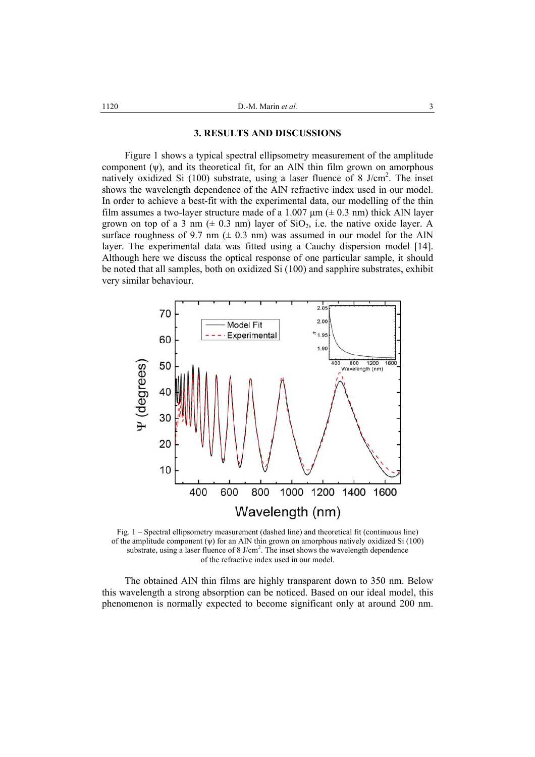## 3. RESULTS AND DISCUSSIONS

Figure 1 shows a typical spectral ellipsometry measurement of the amplitude component (ψ), and its theoretical fit, for an AlN thin film grown on amorphous natively oxidized Si (100) substrate, using a laser fluence of 8 J/cm$^2$. The inset shows the wavelength dependence of the AlN refractive index used in our model. In order to achieve a best-fit with the experimental data, our modelling of the thin film assumes a two-layer structure made of a 1.007 µm (± 0.3 nm) thick AlN layer grown on top of a 3 nm (± 0.3 nm) layer of $SiO_2$, i.e. the native oxide layer. A surface roughness of 9.7 nm (± 0.3 nm) was assumed in our model for the AlN layer. The experimental data was fitted using a Cauchy dispersion model [14]. Although here we discuss the optical response of one particular sample, it should be noted that all samples, both on oxidized Si (100) and sapphire substrates, exhibit very similar behaviour.

Fig. 1 – Spectral ellipsometry measurement (dashed line) and theoretical fit (continuous line) of the amplitude component (ψ) for an AlN thin grown on amorphous natively oxidized Si (100) substrate, using a laser fluence of 8 J/cm$^2$. The inset shows the wavelength dependence of the refractive index used in our model.

The obtained AlN thin films are highly transparent down to 350 nm. Below this wavelength a strong absorption can be noticed. Based on our ideal model, this phenomenon is normally expected to become significant only at around 200 nm.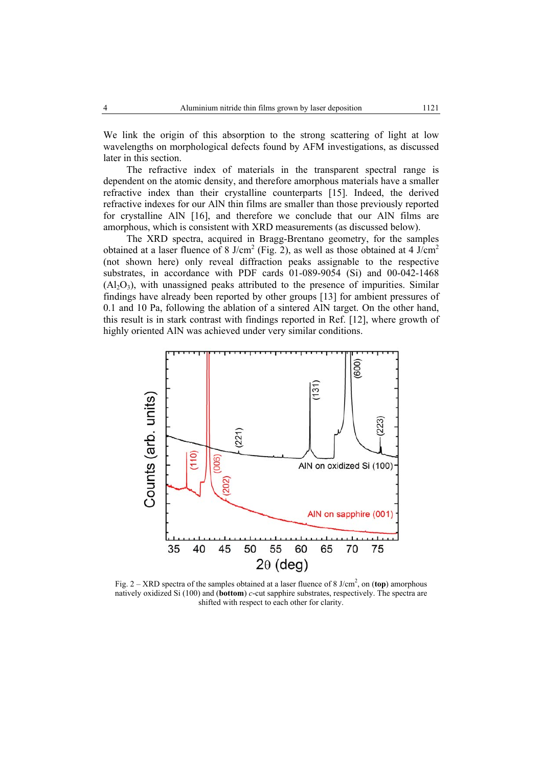We link the origin of this absorption to the strong scattering of light at low wavelengths on morphological defects found by AFM investigations, as discussed later in this section.

The refractive index of materials in the transparent spectral range is dependent on the atomic density, and therefore amorphous materials have a smaller refractive index than their crystalline counterparts [15]. Indeed, the derived refractive indexes for our AlN thin films are smaller than those previously reported for crystalline AlN [16], and therefore we conclude that our AlN films are amorphous, which is consistent with XRD measurements (as discussed below).

The XRD spectra, acquired in Bragg-Brentano geometry, for the samples obtained at a laser fluence of 8 J/cm$^2$ (Fig. 2), as well as those obtained at 4 J/cm$^2$ (not shown here) only reveal diffraction peaks assignable to the respective substrates, in accordance with PDF cards 01-089-9054 (Si) and 00-042-1468 ($Al_2O_3$), with unassigned peaks attributed to the presence of impurities. Similar findings have already been reported by other groups [13] for ambient pressures of 0.1 and 10 Pa, following the ablation of a sintered AlN target. On the other hand, this result is in stark contrast with findings reported in Ref. [12], where growth of highly oriented AlN was achieved under very similar conditions.

Fig. 2 – XRD spectra of the samples obtained at a laser fluence of 8 J/cm$^2$, on (**top**) amorphous natively oxidized Si (100) and (**bottom**) *c*-cut sapphire substrates, respectively. The spectra are shifted with respect to each other for clarity.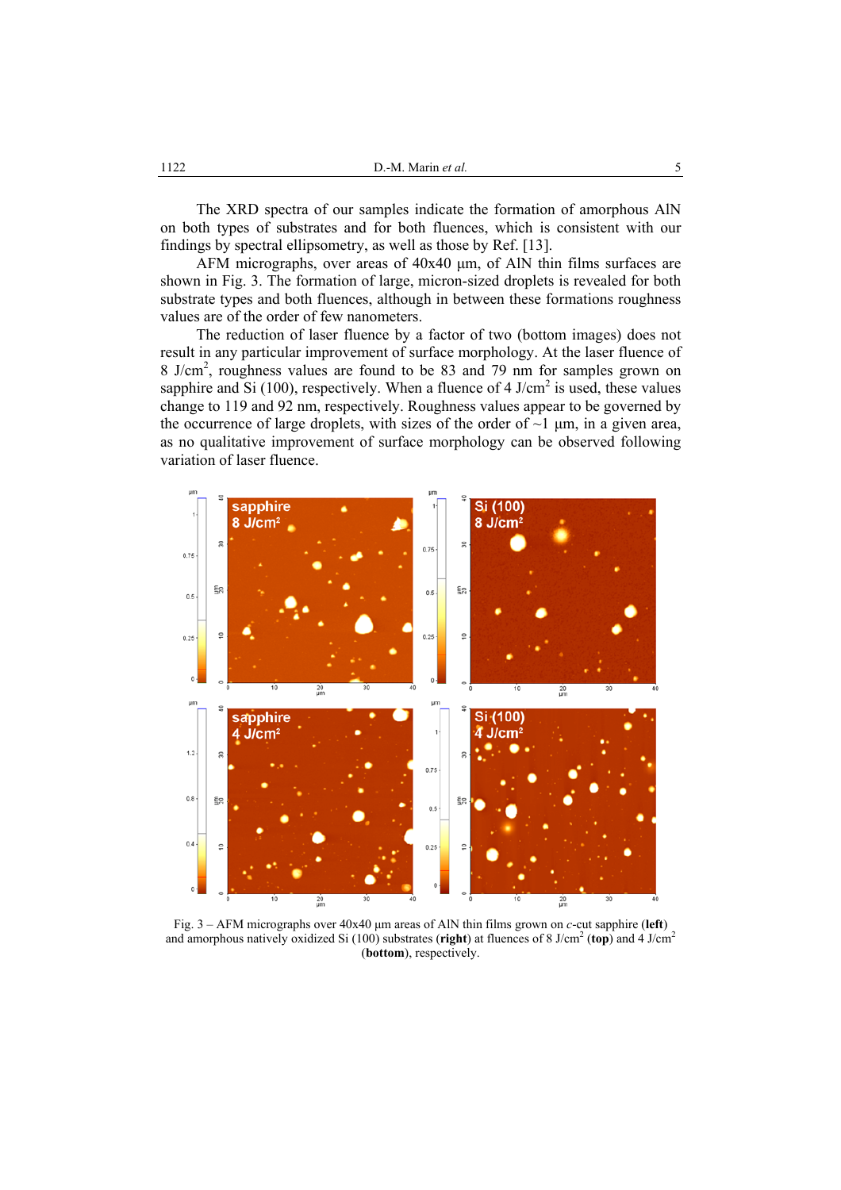The XRD spectra of our samples indicate the formation of amorphous AlN on both types of substrates and for both fluences, which is consistent with our findings by spectral ellipsometry, as well as those by Ref. [13].

AFM micrographs, over areas of 40x40 µm, of AlN thin films surfaces are shown in Fig. 3. The formation of large, micron-sized droplets is revealed for both substrate types and both fluences, although in between these formations roughness values are of the order of few nanometers.

The reduction of laser fluence by a factor of two (bottom images) does not result in any particular improvement of surface morphology. At the laser fluence of 8 J/cm$^2$, roughness values are found to be 83 and 79 nm for samples grown on sapphire and Si (100), respectively. When a fluence of 4 J/cm$^2$ is used, these values change to 119 and 92 nm, respectively. Roughness values appear to be governed by the occurrence of large droplets, with sizes of the order of ~1 µm, in a given area, as no qualitative improvement of surface morphology can be observed following variation of laser fluence.

Fig. 3 – AFM micrographs over 40x40 µm areas of AlN thin films grown on *c*-cut sapphire (**left**) and amorphous natively oxidized Si (100) substrates (**right**) at fluences of 8 J/cm$^2$ (**top**) and 4 J/cm$^2$ (**bottom**), respectively.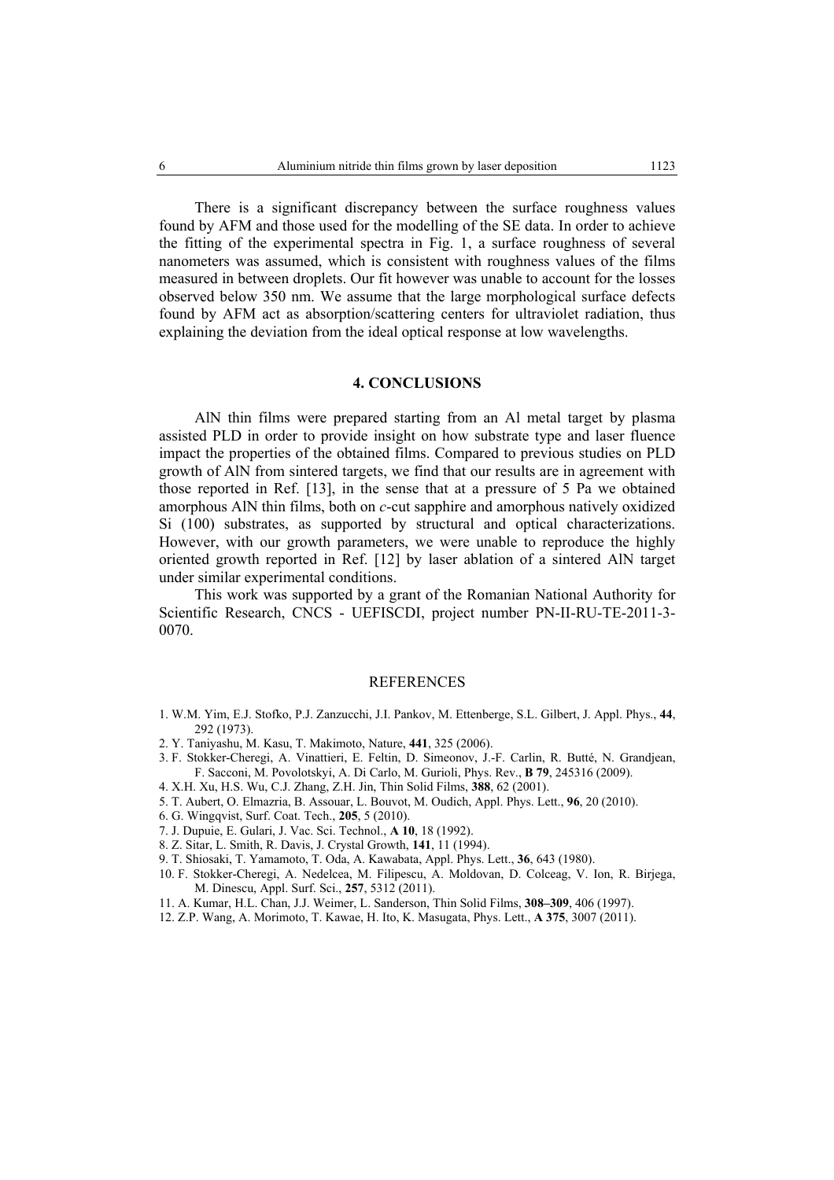There is a significant discrepancy between the surface roughness values found by AFM and those used for the modelling of the SE data. In order to achieve the fitting of the experimental spectra in Fig. 1, a surface roughness of several nanometers was assumed, which is consistent with roughness values of the films measured in between droplets. Our fit however was unable to account for the losses observed below 350 nm. We assume that the large morphological surface defects found by AFM act as absorption/scattering centers for ultraviolet radiation, thus explaining the deviation from the ideal optical response at low wavelengths.

## 4. CONCLUSIONS

AlN thin films were prepared starting from an Al metal target by plasma assisted PLD in order to provide insight on how substrate type and laser fluence impact the properties of the obtained films. Compared to previous studies on PLD growth of AlN from sintered targets, we find that our results are in agreement with those reported in Ref. [13], in the sense that at a pressure of 5 Pa we obtained amorphous AlN thin films, both on *c*-cut sapphire and amorphous natively oxidized Si (100) substrates, as supported by structural and optical characterizations. However, with our growth parameters, we were unable to reproduce the highly oriented growth reported in Ref. [12] by laser ablation of a sintered AlN target under similar experimental conditions.

This work was supported by a grant of the Romanian National Authority for Scientific Research, CNCS - UEFISCDI, project number PN-II-RU-TE-2011-3-0070.

## REFERENCES

1. W.M. Yim, E.J. Stofko, P.J. Zanzucchi, J.I. Pankov, M. Ettenberge, S.L. Gilbert, J. Appl. Phys., **44**, 292 (1973).
2. Y. Taniyashu, M. Kasu, T. Makimoto, Nature, **441**, 325 (2006).
3. F. Stokker-Cheregi, A. Vinattieri, E. Feltin, D. Simeonov, J.-F. Carlin, R. Butté, N. Grandjean, F. Sacconi, M. Povolotskyi, A. Di Carlo, M. Gurioli, Phys. Rev., **B 79**, 245316 (2009).
4. X.H. Xu, H.S. Wu, C.J. Zhang, Z.H. Jin, Thin Solid Films, **388**, 62 (2001).
5. T. Aubert, O. Elmazria, B. Assouar, L. Bouvot, M. Oudich, Appl. Phys. Lett., **96**, 20 (2010).
6. G. Wingqvist, Surf. Coat. Tech., **205**, 5 (2010).
7. J. Dupuie, E. Gulari, J. Vac. Sci. Technol., **A 10**, 18 (1992).
8. Z. Sitar, L. Smith, R. Davis, J. Crystal Growth, **141**, 11 (1994).
9. T. Shiosaki, T. Yamamoto, T. Oda, A. Kawabata, Appl. Phys. Lett., **36**, 643 (1980).
10. F. Stokker-Cheregi, A. Nedelcea, M. Filipescu, A. Moldovan, D. Colceag, V. Ion, R. Birjega, M. Dinescu, Appl. Surf. Sci., **257**, 5312 (2011).
11. A. Kumar, H.L. Chan, J.J. Weimer, L. Sanderson, Thin Solid Films, **308–309**, 406 (1997).
12. Z.P. Wang, A. Morimoto, T. Kawae, H. Ito, K. Masugata, Phys. Lett., **A 375**, 3007 (2011).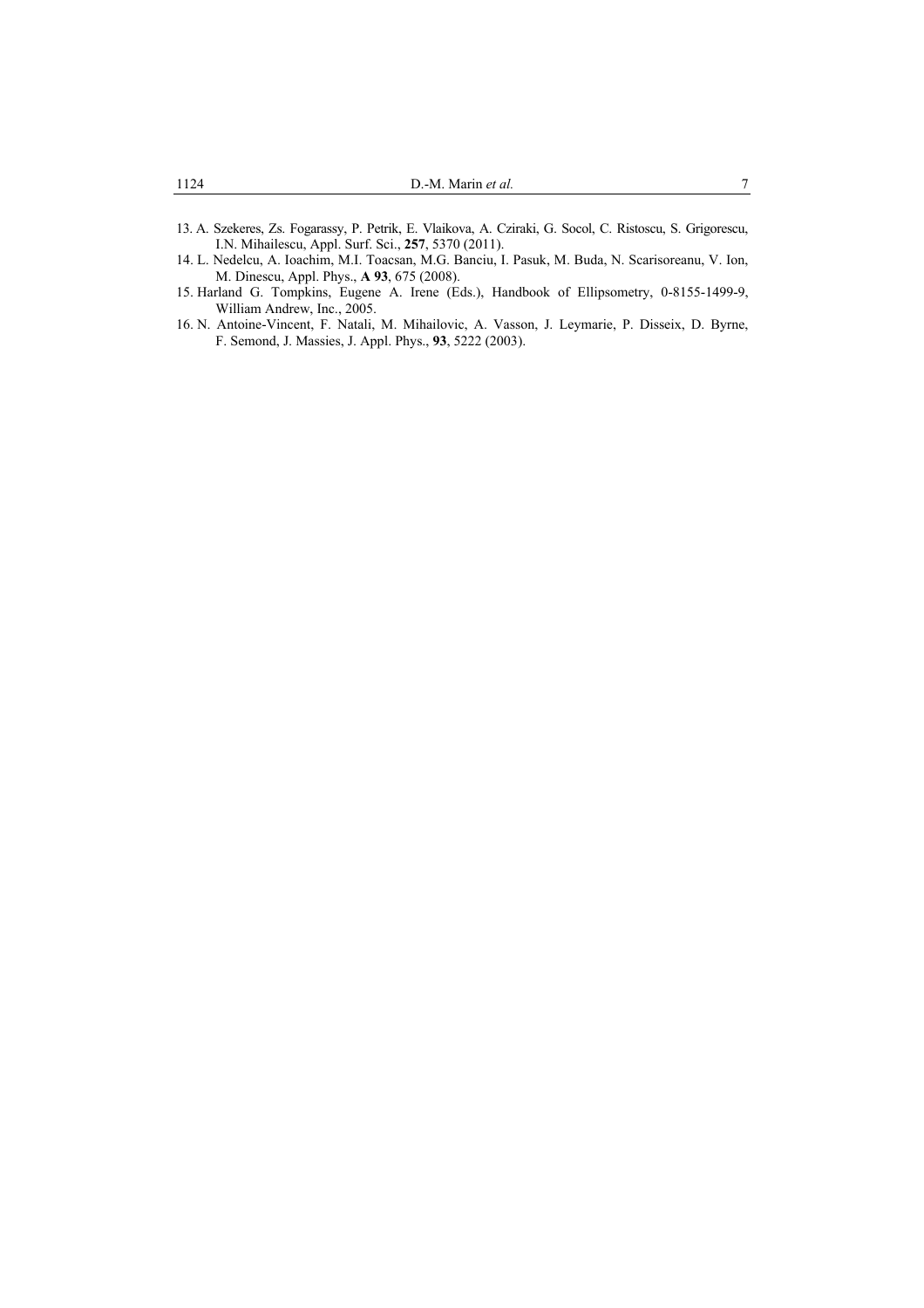13. A. Szekeres, Zs. Fogarassy, P. Petrik, E. Vlaikova, A. Cziraki, G. Socol, C. Ristoscu, S. Grigorescu, I.N. Mihailescu, Appl. Surf. Sci., **257**, 5370 (2011).
14. L. Nedelcu, A. Ioachim, M.I. Toacsan, M.G. Banciu, I. Pasuk, M. Buda, N. Scarisoreanu, V. Ion, M. Dinescu, Appl. Phys., **A 93**, 675 (2008).
15. Harland G. Tompkins, Eugene A. Irene (Eds.), Handbook of Ellipsometry, 0-8155-1499-9, William Andrew, Inc., 2005.
16. N. Antoine-Vincent, F. Natali, M. Mihailovic, A. Vasson, J. Leymarie, P. Disseix, D. Byrne, F. Semond, J. Massies, J. Appl. Phys., **93**, 5222 (2003).